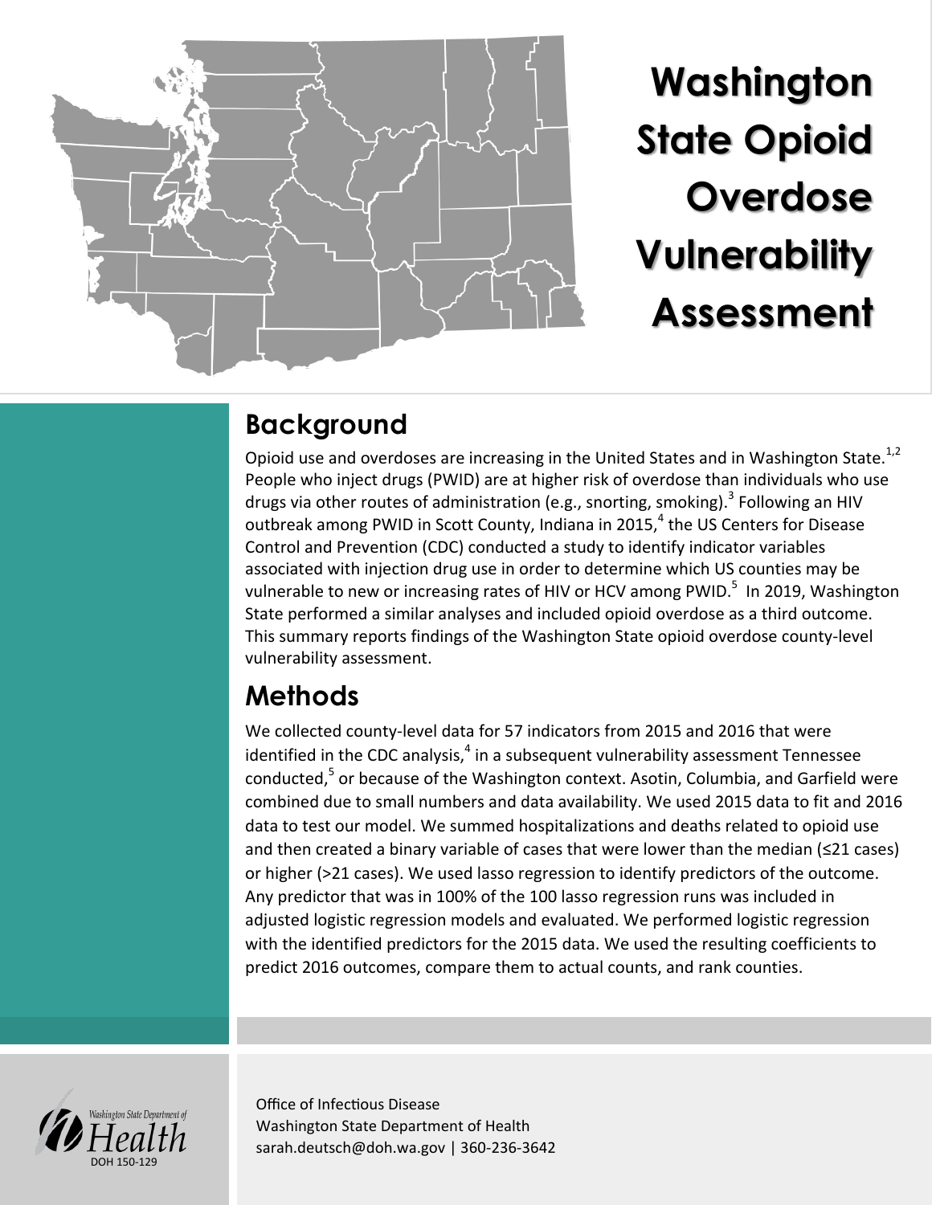# Washington State Opioid Overdose Vulnerability Assessment

## Background

Opioid use and overdoses are increasing in the United States and in Washington State.[1,2] People who inject drugs (PWID) are at higher risk of overdose than individuals who use drugs via other routes of administration (e.g., snorting, smoking).[3] Following an HIV outbreak among PWID in Scott County, Indiana in 2015,[4] the US Centers for Disease Control and Prevention (CDC) conducted a study to identify indicator variables associated with injection drug use in order to determine which US counties may be vulnerable to new or increasing rates of HIV or HCV among PWID.[5] In 2019, Washington State performed a similar analyses and included opioid overdose as a third outcome. This summary reports findings of the Washington State opioid overdose county-level vulnerability assessment.

## Methods

We collected county-level data for 57 indicators from 2015 and 2016 that were identified in the CDC analysis,[4] in a subsequent vulnerability assessment Tennessee conducted,[5] or because of the Washington context. Asotin, Columbia, and Garfield were combined due to small numbers and data availability. We used 2015 data to fit and 2016 data to test our model. We summed hospitalizations and deaths related to opioid use and then created a binary variable of cases that were lower than the median (≤21 cases) or higher (>21 cases). We used lasso regression to identify predictors of the outcome. Any predictor that was in 100% of the 100 lasso regression runs was included in adjusted logistic regression models and evaluated. We performed logistic regression with the identified predictors for the 2015 data. We used the resulting coefficients to predict 2016 outcomes, compare them to actual counts, and rank counties.

Washington State Department of Health
DOH 150-129

Office of Infectious Disease
Washington State Department of Health
sarah.deutsch@doh.wa.gov | 360-236-3642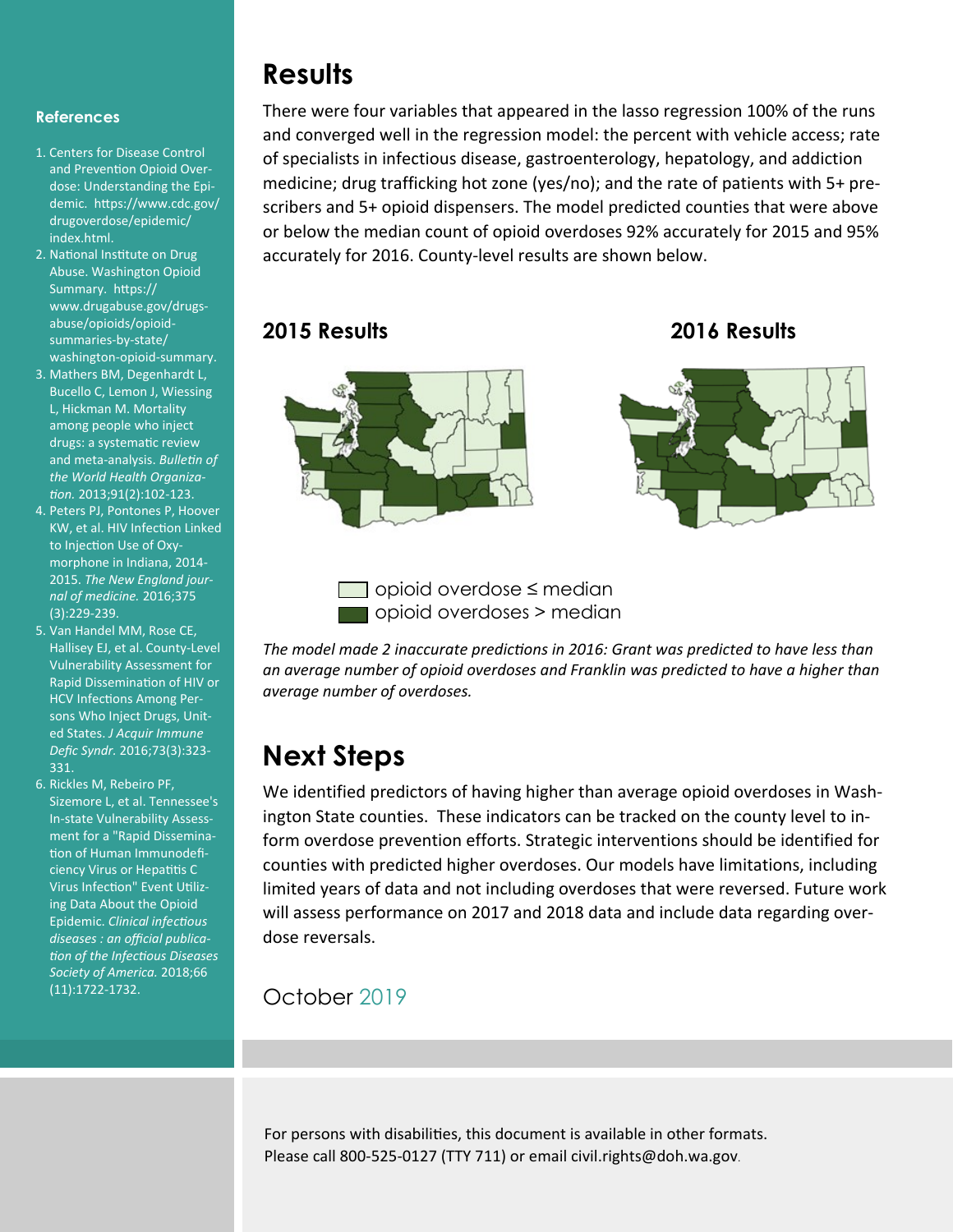## References

1. Centers for Disease Control and Prevention Opioid Overdose: Understanding the Epidemic. https://www.cdc.gov/drugoverdose/epidemic/index.html.
2. National Institute on Drug Abuse. Washington Opioid Summary. https://www.drugabuse.gov/drugs-abuse/opioids/opioid-summaries-by-state/washington-opioid-summary.
3. Mathers BM, Degenhardt L, Bucello C, Lemon J, Wiessing L, Hickman M. Mortality among people who inject drugs: a systematic review and meta-analysis. *Bulletin of the World Health Organization.* 2013;91(2):102-123.
4. Peters PJ, Pontones P, Hoover KW, et al. HIV Infection Linked to Injection Use of Oxymorphone in Indiana, 2014-2015. *The New England journal of medicine.* 2016;375(3):229-239.
5. Van Handel MM, Rose CE, Hallisey EJ, et al. County-Level Vulnerability Assessment for Rapid Dissemination of HIV or HCV Infections Among Persons Who Inject Drugs, United States. *J Acquir Immune Defic Syndr.* 2016;73(3):323-331.
6. Rickles M, Rebeiro PF, Sizemore L, et al. Tennessee's In-state Vulnerability Assessment for a "Rapid Dissemination of Human Immunodeficiency Virus or Hepatitis C Virus Infection" Event Utilizing Data About the Opioid Epidemic. *Clinical infectious diseases : an official publication of the Infectious Diseases Society of America.* 2018;66(11):1722-1732.

# Results

There were four variables that appeared in the lasso regression 100% of the runs and converged well in the regression model: the percent with vehicle access; rate of specialists in infectious disease, gastroenterology, hepatology, and addiction medicine; drug trafficking hot zone (yes/no); and the rate of patients with 5+ prescribers and 5+ opioid dispensers. The model predicted counties that were above or below the median count of opioid overdoses 92% accurately for 2015 and 95% accurately for 2016. County-level results are shown below.

**2015 Results**

**2016 Results**

opioid overdose ≤ median

opioid overdoses > median

*The model made 2 inaccurate predictions in 2016: Grant was predicted to have less than an average number of opioid overdoses and Franklin was predicted to have a higher than average number of overdoses.*

# Next Steps

We identified predictors of having higher than average opioid overdoses in Washington State counties. These indicators can be tracked on the county level to inform overdose prevention efforts. Strategic interventions should be identified for counties with predicted higher overdoses. Our models have limitations, including limited years of data and not including overdoses that were reversed. Future work will assess performance on 2017 and 2018 data and include data regarding overdose reversals.

October 2019

For persons with disabilities, this document is available in other formats. Please call 800-525-0127 (TTY 711) or email civil.rights@doh.wa.gov.